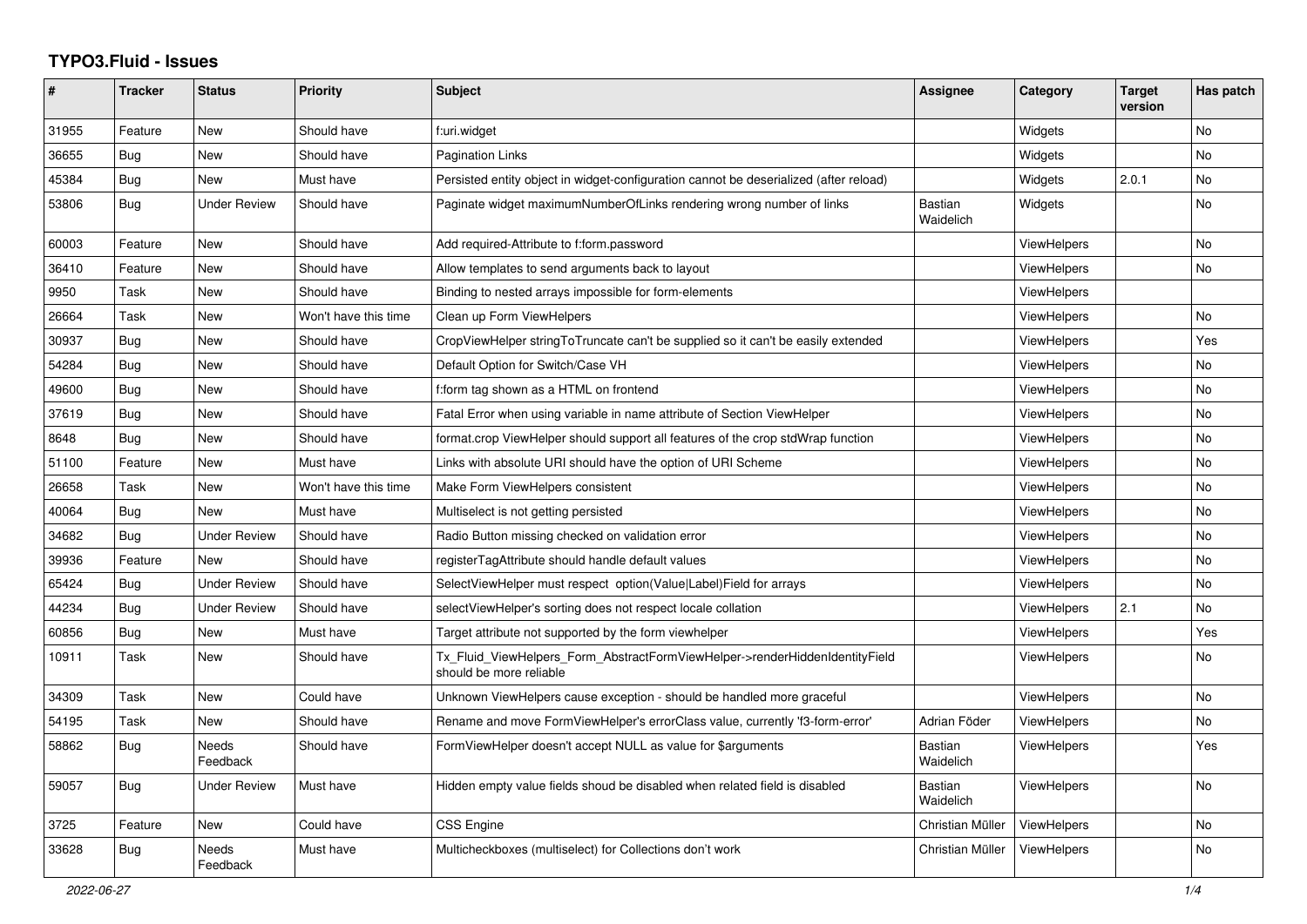# TYPO3.Fluid - Issues

| # | Tracker | Status | Priority | Subject | Assignee | Category | Target version | Has patch |
|---|---|---|---|---|---|---|---|---|
| 31955 | Feature | New | Should have | f:uri.widget | | Widgets | | No |
| 36655 | Bug | New | Should have | Pagination Links | | Widgets | | No |
| 45384 | Bug | New | Must have | Persisted entity object in widget-configuration cannot be deserialized (after reload) | | Widgets | 2.0.1 | No |
| 53806 | Bug | Under Review | Should have | Paginate widget maximumNumberOfLinks rendering wrong number of links | Bastian Waidelich | Widgets | | No |
| 60003 | Feature | New | Should have | Add required-Attribute to f:form.password | | ViewHelpers | | No |
| 36410 | Feature | New | Should have | Allow templates to send arguments back to layout | | ViewHelpers | | No |
| 9950 | Task | New | Should have | Binding to nested arrays impossible for form-elements | | ViewHelpers | | |
| 26664 | Task | New | Won't have this time | Clean up Form ViewHelpers | | ViewHelpers | | No |
| 30937 | Bug | New | Should have | CropViewHelper stringToTruncate can't be supplied so it can't be easily extended | | ViewHelpers | | Yes |
| 54284 | Bug | New | Should have | Default Option for Switch/Case VH | | ViewHelpers | | No |
| 49600 | Bug | New | Should have | f:form tag shown as a HTML on frontend | | ViewHelpers | | No |
| 37619 | Bug | New | Should have | Fatal Error when using variable in name attribute of Section ViewHelper | | ViewHelpers | | No |
| 8648 | Bug | New | Should have | format.crop ViewHelper should support all features of the crop stdWrap function | | ViewHelpers | | No |
| 51100 | Feature | New | Must have | Links with absolute URI should have the option of URI Scheme | | ViewHelpers | | No |
| 26658 | Task | New | Won't have this time | Make Form ViewHelpers consistent | | ViewHelpers | | No |
| 40064 | Bug | New | Must have | Multiselect is not getting persisted | | ViewHelpers | | No |
| 34682 | Bug | Under Review | Should have | Radio Button missing checked on validation error | | ViewHelpers | | No |
| 39936 | Feature | New | Should have | registerTagAttribute should handle default values | | ViewHelpers | | No |
| 65424 | Bug | Under Review | Should have | SelectViewHelper must respect option(Value\|Label)Field for arrays | | ViewHelpers | | No |
| 44234 | Bug | Under Review | Should have | selectViewHelper's sorting does not respect locale collation | | ViewHelpers | 2.1 | No |
| 60856 | Bug | New | Must have | Target attribute not supported by the form viewhelper | | ViewHelpers | | Yes |
| 10911 | Task | New | Should have | Tx_Fluid_ViewHelpers_Form_AbstractFormViewHelper->renderHiddenIdentityField should be more reliable | | ViewHelpers | | No |
| 34309 | Task | New | Could have | Unknown ViewHelpers cause exception - should be handled more graceful | | ViewHelpers | | No |
| 54195 | Task | New | Should have | Rename and move FormViewHelper's errorClass value, currently 'f3-form-error' | Adrian Föder | ViewHelpers | | No |
| 58862 | Bug | Needs Feedback | Should have | FormViewHelper doesn't accept NULL as value for $arguments | Bastian Waidelich | ViewHelpers | | Yes |
| 59057 | Bug | Under Review | Must have | Hidden empty value fields shoud be disabled when related field is disabled | Bastian Waidelich | ViewHelpers | | No |
| 3725 | Feature | New | Could have | CSS Engine | Christian Müller | ViewHelpers | | No |
| 33628 | Bug | Needs Feedback | Must have | Multicheckboxes (multiselect) for Collections don't work | Christian Müller | ViewHelpers | | No |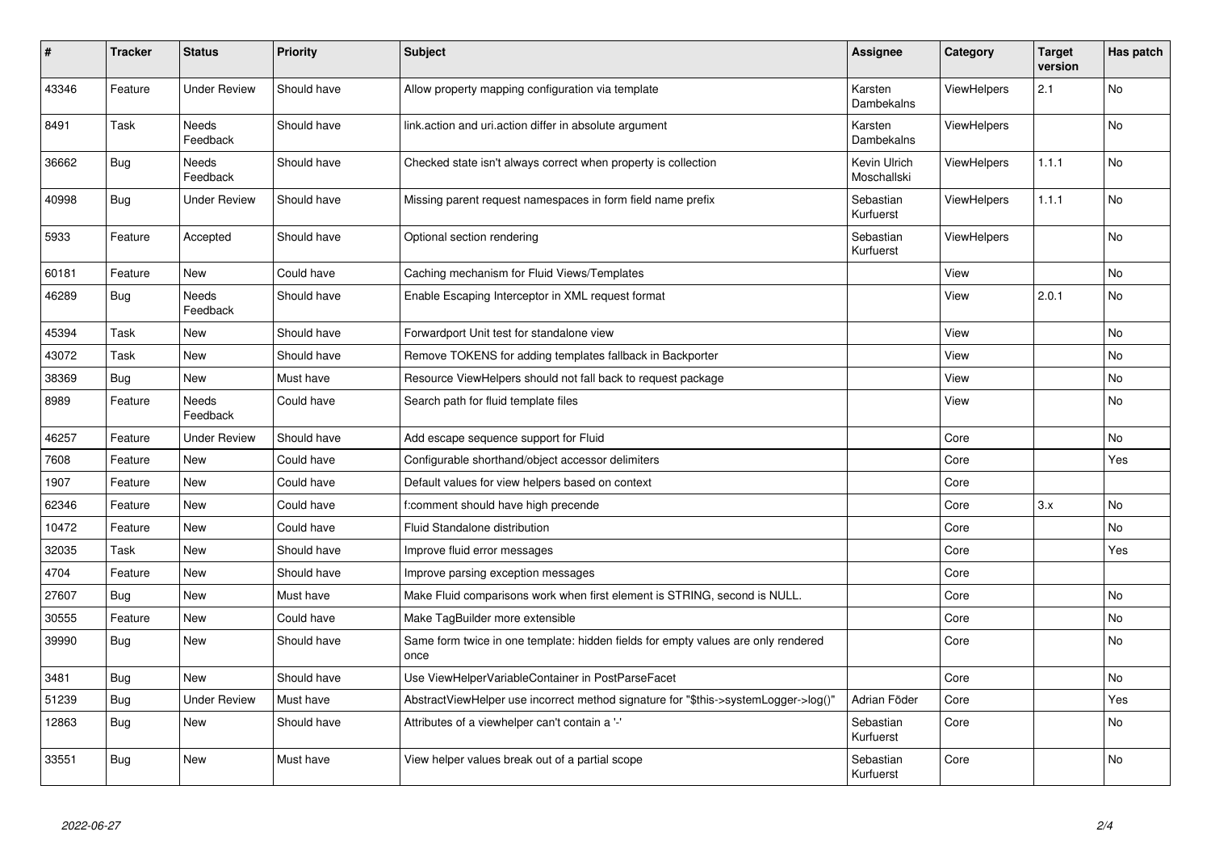| # | Tracker | Status | Priority | Subject | Assignee | Category | Target version | Has patch |
|---|---|---|---|---|---|---|---|---|
| 43346 | Feature | Under Review | Should have | Allow property mapping configuration via template | Karsten Dambekalns | ViewHelpers | 2.1 | No |
| 8491 | Task | Needs Feedback | Should have | link.action and uri.action differ in absolute argument | Karsten Dambekalns | ViewHelpers | | No |
| 36662 | Bug | Needs Feedback | Should have | Checked state isn't always correct when property is collection | Kevin Ulrich Moschallski | ViewHelpers | 1.1.1 | No |
| 40998 | Bug | Under Review | Should have | Missing parent request namespaces in form field name prefix | Sebastian Kurfuerst | ViewHelpers | 1.1.1 | No |
| 5933 | Feature | Accepted | Should have | Optional section rendering | Sebastian Kurfuerst | ViewHelpers | | No |
| 60181 | Feature | New | Could have | Caching mechanism for Fluid Views/Templates | | View | | No |
| 46289 | Bug | Needs Feedback | Should have | Enable Escaping Interceptor in XML request format | | View | 2.0.1 | No |
| 45394 | Task | New | Should have | Forwardport Unit test for standalone view | | View | | No |
| 43072 | Task | New | Should have | Remove TOKENS for adding templates fallback in Backporter | | View | | No |
| 38369 | Bug | New | Must have | Resource ViewHelpers should not fall back to request package | | View | | No |
| 8989 | Feature | Needs Feedback | Could have | Search path for fluid template files | | View | | No |
| 46257 | Feature | Under Review | Should have | Add escape sequence support for Fluid | | Core | | No |
| 7608 | Feature | New | Could have | Configurable shorthand/object accessor delimiters | | Core | | Yes |
| 1907 | Feature | New | Could have | Default values for view helpers based on context | | Core | | |
| 62346 | Feature | New | Could have | f:comment should have high precende | | Core | 3.x | No |
| 10472 | Feature | New | Could have | Fluid Standalone distribution | | Core | | No |
| 32035 | Task | New | Should have | Improve fluid error messages | | Core | | Yes |
| 4704 | Feature | New | Should have | Improve parsing exception messages | | Core | | |
| 27607 | Bug | New | Must have | Make Fluid comparisons work when first element is STRING, second is NULL. | | Core | | No |
| 30555 | Feature | New | Could have | Make TagBuilder more extensible | | Core | | No |
| 39990 | Bug | New | Should have | Same form twice in one template: hidden fields for empty values are only rendered once | | Core | | No |
| 3481 | Bug | New | Should have | Use ViewHelperVariableContainer in PostParseFacet | | Core | | No |
| 51239 | Bug | Under Review | Must have | AbstractViewHelper use incorrect method signature for "$this->systemLogger->log()" | Adrian Föder | Core | | Yes |
| 12863 | Bug | New | Should have | Attributes of a viewhelper can't contain a '-' | Sebastian Kurfuerst | Core | | No |
| 33551 | Bug | New | Must have | View helper values break out of a partial scope | Sebastian Kurfuerst | Core | | No |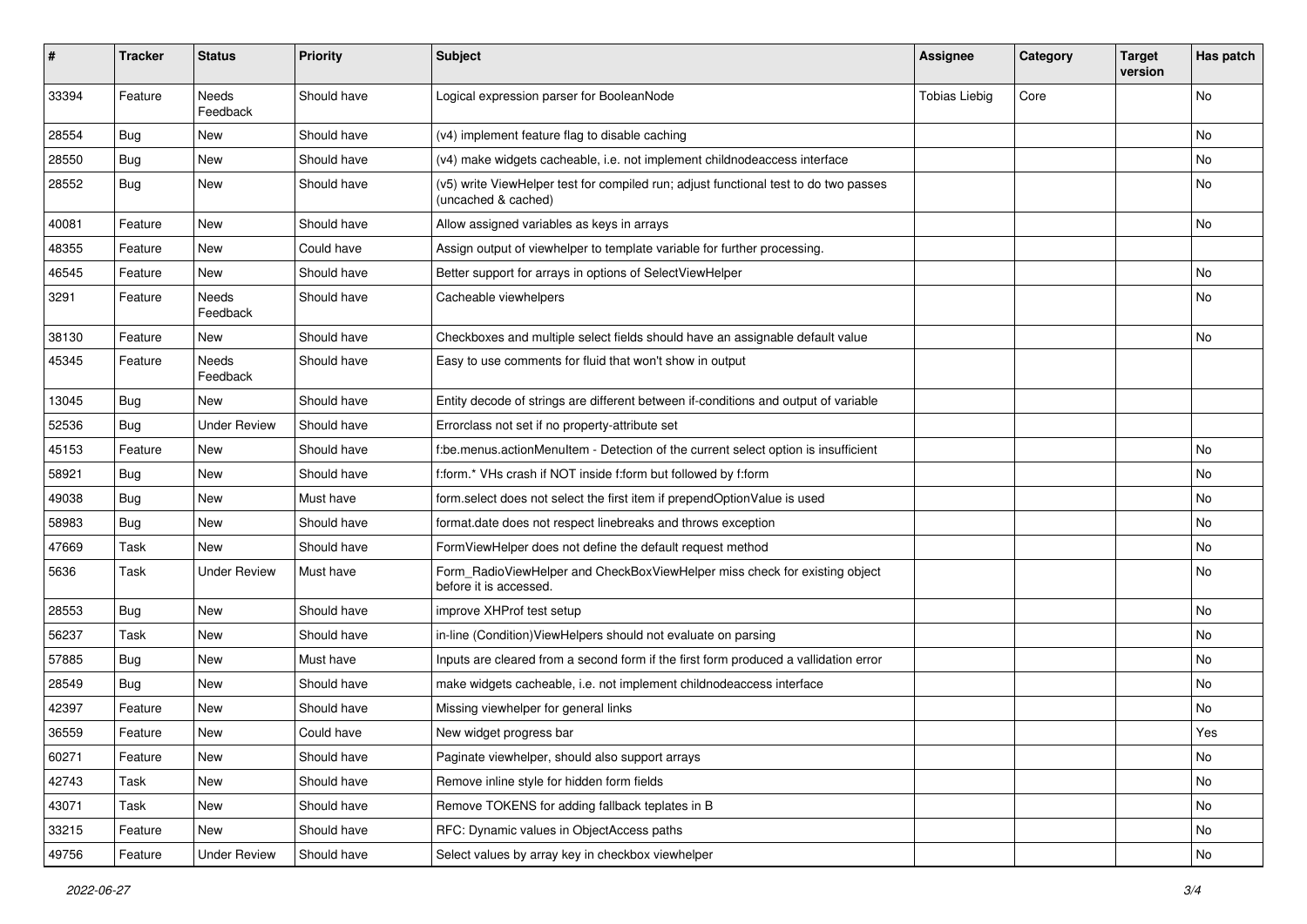| # | Tracker | Status | Priority | Subject | Assignee | Category | Target version | Has patch |
|---|---|---|---|---|---|---|---|---|
| 33394 | Feature | Needs Feedback | Should have | Logical expression parser for BooleanNode | Tobias Liebig | Core | | No |
| 28554 | Bug | New | Should have | (v4) implement feature flag to disable caching | | | | No |
| 28550 | Bug | New | Should have | (v4) make widgets cacheable, i.e. not implement childnodeaccess interface | | | | No |
| 28552 | Bug | New | Should have | (v5) write ViewHelper test for compiled run; adjust functional test to do two passes (uncached & cached) | | | | No |
| 40081 | Feature | New | Should have | Allow assigned variables as keys in arrays | | | | No |
| 48355 | Feature | New | Could have | Assign output of viewhelper to template variable for further processing. | | | | |
| 46545 | Feature | New | Should have | Better support for arrays in options of SelectViewHelper | | | | No |
| 3291 | Feature | Needs Feedback | Should have | Cacheable viewhelpers | | | | No |
| 38130 | Feature | New | Should have | Checkboxes and multiple select fields should have an assignable default value | | | | No |
| 45345 | Feature | Needs Feedback | Should have | Easy to use comments for fluid that won't show in output | | | | |
| 13045 | Bug | New | Should have | Entity decode of strings are different between if-conditions and output of variable | | | | |
| 52536 | Bug | Under Review | Should have | Errorclass not set if no property-attribute set | | | | |
| 45153 | Feature | New | Should have | f:be.menus.actionMenuItem - Detection of the current select option is insufficient | | | | No |
| 58921 | Bug | New | Should have | f:form.* VHs crash if NOT inside f:form but followed by f:form | | | | No |
| 49038 | Bug | New | Must have | form.select does not select the first item if prependOptionValue is used | | | | No |
| 58983 | Bug | New | Should have | format.date does not respect linebreaks and throws exception | | | | No |
| 47669 | Task | New | Should have | FormViewHelper does not define the default request method | | | | No |
| 5636 | Task | Under Review | Must have | Form_RadioViewHelper and CheckBoxViewHelper miss check for existing object before it is accessed. | | | | No |
| 28553 | Bug | New | Should have | improve XHProf test setup | | | | No |
| 56237 | Task | New | Should have | in-line (Condition)ViewHelpers should not evaluate on parsing | | | | No |
| 57885 | Bug | New | Must have | Inputs are cleared from a second form if the first form produced a vallidation error | | | | No |
| 28549 | Bug | New | Should have | make widgets cacheable, i.e. not implement childnodeaccess interface | | | | No |
| 42397 | Feature | New | Should have | Missing viewhelper for general links | | | | No |
| 36559 | Feature | New | Could have | New widget progress bar | | | | Yes |
| 60271 | Feature | New | Should have | Paginate viewhelper, should also support arrays | | | | No |
| 42743 | Task | New | Should have | Remove inline style for hidden form fields | | | | No |
| 43071 | Task | New | Should have | Remove TOKENS for adding fallback teplates in B | | | | No |
| 33215 | Feature | New | Should have | RFC: Dynamic values in ObjectAccess paths | | | | No |
| 49756 | Feature | Under Review | Should have | Select values by array key in checkbox viewhelper | | | | No |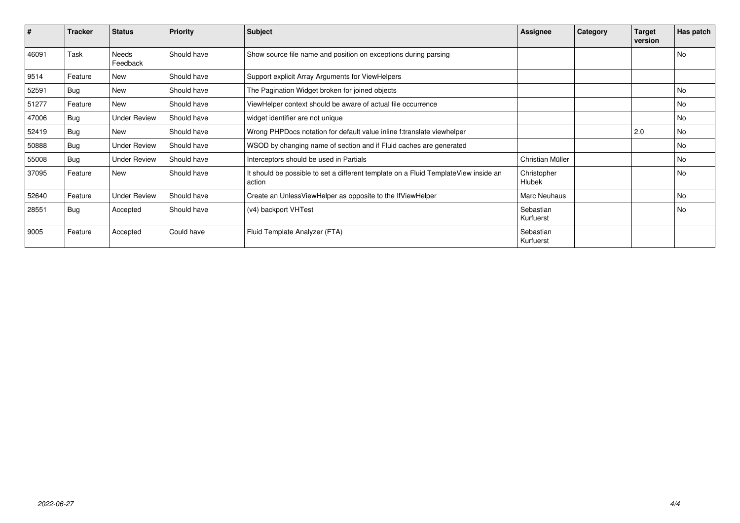| # | Tracker | Status | Priority | Subject | Assignee | Category | Target version | Has patch |
|---|---|---|---|---|---|---|---|---|
| 46091 | Task | Needs Feedback | Should have | Show source file name and position on exceptions during parsing | | | | No |
| 9514 | Feature | New | Should have | Support explicit Array Arguments for ViewHelpers | | | | |
| 52591 | Bug | New | Should have | The Pagination Widget broken for joined objects | | | | No |
| 51277 | Feature | New | Should have | ViewHelper context should be aware of actual file occurrence | | | | No |
| 47006 | Bug | Under Review | Should have | widget identifier are not unique | | | | No |
| 52419 | Bug | New | Should have | Wrong PHPDocs notation for default value inline f:translate viewhelper | | | 2.0 | No |
| 50888 | Bug | Under Review | Should have | WSOD by changing name of section and if Fluid caches are generated | | | | No |
| 55008 | Bug | Under Review | Should have | Interceptors should be used in Partials | Christian Müller | | | No |
| 37095 | Feature | New | Should have | It should be possible to set a different template on a Fluid TemplateView inside an action | Christopher Hlubek | | | No |
| 52640 | Feature | Under Review | Should have | Create an UnlessViewHelper as opposite to the IfViewHelper | Marc Neuhaus | | | No |
| 28551 | Bug | Accepted | Should have | (v4) backport VHTest | Sebastian Kurfuerst | | | No |
| 9005 | Feature | Accepted | Could have | Fluid Template Analyzer (FTA) | Sebastian Kurfuerst | | | |

*2022-06-27*